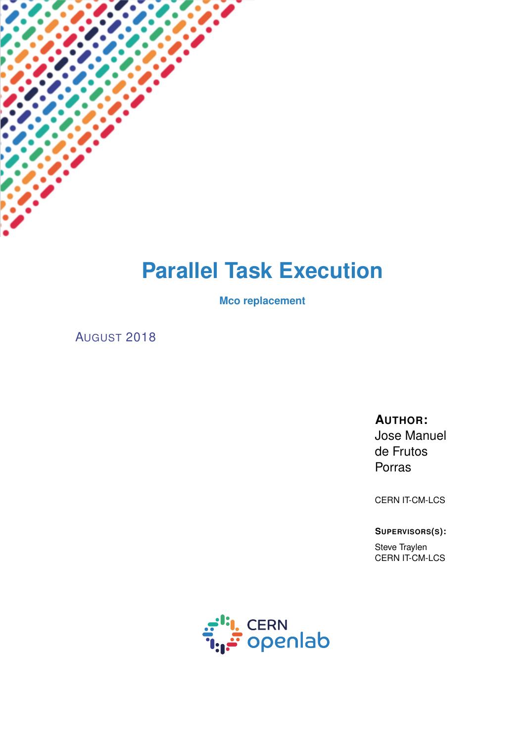# Parallel Task Execution

**Mco replacement**

AUGUST 2018

**AUTHOR:**
Jose Manuel de Frutos Porras

CERN IT-CM-LCS

**SUPERVISORS(S):**

Steve Traylen
CERN IT-CM-LCS

CERN openlab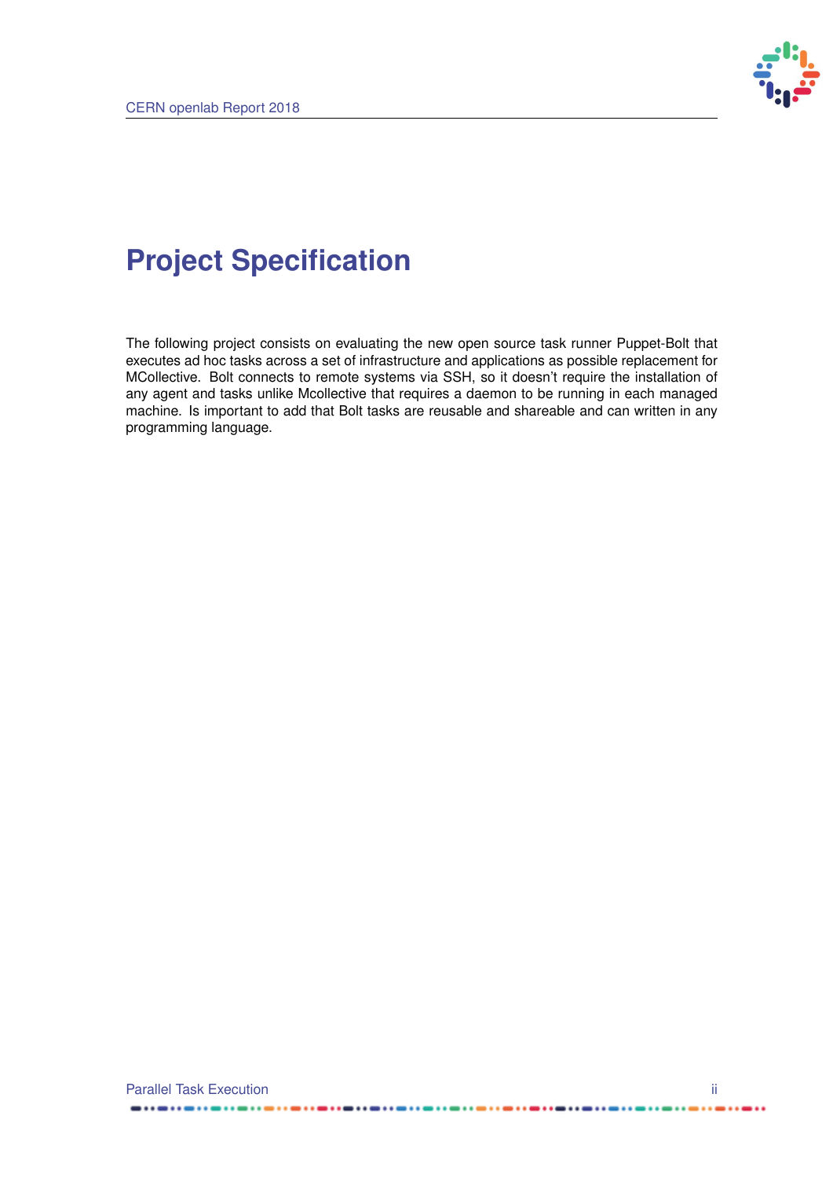# Project Specification

The following project consists on evaluating the new open source task runner Puppet-Bolt that executes ad hoc tasks across a set of infrastructure and applications as possible replacement for MCollective. Bolt connects to remote systems via SSH, so it doesn't require the installation of any agent and tasks unlike Mcollective that requires a daemon to be running in each managed machine. Is important to add that Bolt tasks are reusable and shareable and can written in any programming language.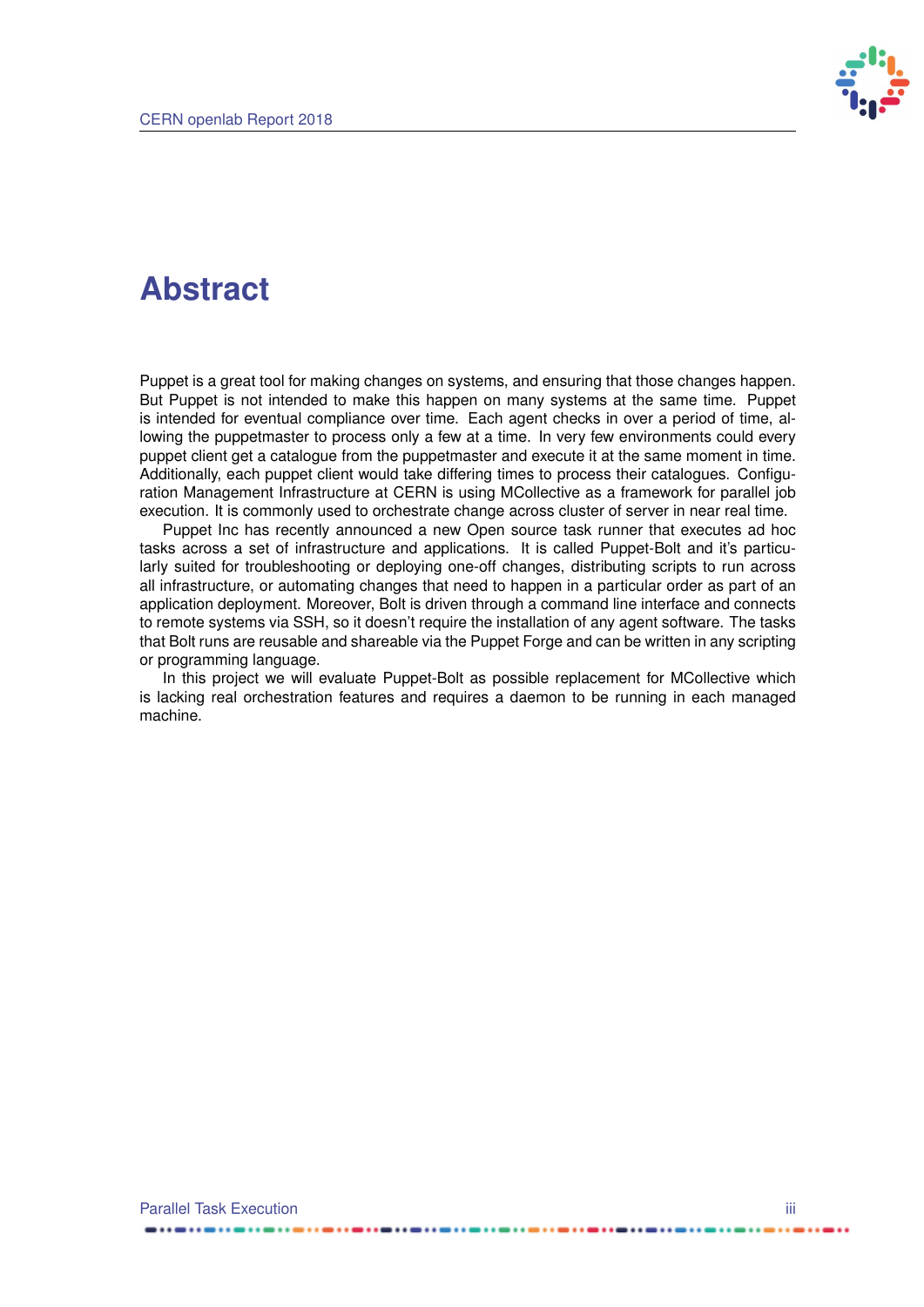# Abstract

Puppet is a great tool for making changes on systems, and ensuring that those changes happen. But Puppet is not intended to make this happen on many systems at the same time. Puppet is intended for eventual compliance over time. Each agent checks in over a period of time, allowing the puppetmaster to process only a few at a time. In very few environments could every puppet client get a catalogue from the puppetmaster and execute it at the same moment in time. Additionally, each puppet client would take differing times to process their catalogues. Configuration Management Infrastructure at CERN is using MCollective as a framework for parallel job execution. It is commonly used to orchestrate change across cluster of server in near real time.

Puppet Inc has recently announced a new Open source task runner that executes ad hoc tasks across a set of infrastructure and applications. It is called Puppet-Bolt and it's particularly suited for troubleshooting or deploying one-off changes, distributing scripts to run across all infrastructure, or automating changes that need to happen in a particular order as part of an application deployment. Moreover, Bolt is driven through a command line interface and connects to remote systems via SSH, so it doesn't require the installation of any agent software. The tasks that Bolt runs are reusable and shareable via the Puppet Forge and can be written in any scripting or programming language.

In this project we will evaluate Puppet-Bolt as possible replacement for MCollective which is lacking real orchestration features and requires a daemon to be running in each managed machine.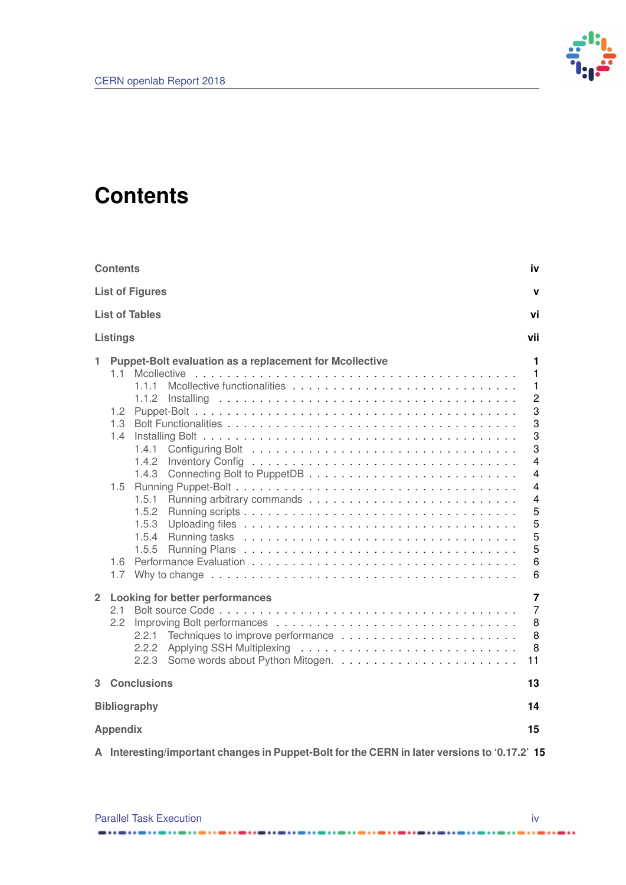# Contents

**Contents** iv

**List of Figures** v

**List of Tables** vi

**Listings** vii

**1 Puppet-Bolt evaluation as a replacement for Mcollective** **1**

- 1.1 Mcollective . . . 1
  - 1.1.1 Mcollective functionalities . . . 1
  - 1.1.2 Installing . . . 2
- 1.2 Puppet-Bolt . . . 3
- 1.3 Bolt Functionalities . . . 3
- 1.4 Installing Bolt . . . 3
  - 1.4.1 Configuring Bolt . . . 3
  - 1.4.2 Inventory Config . . . 4
  - 1.4.3 Connecting Bolt to PuppetDB . . . 4
- 1.5 Running Puppet-Bolt . . . 4
  - 1.5.1 Running arbitrary commands . . . 4
  - 1.5.2 Running scripts . . . 5
  - 1.5.3 Uploading files . . . 5
  - 1.5.4 Running tasks . . . 5
  - 1.5.5 Running Plans . . . 5
- 1.6 Performance Evaluation . . . 6
- 1.7 Why to change . . . 6

**2 Looking for better performances** **7**

- 2.1 Bolt source Code . . . 7
- 2.2 Improving Bolt performances . . . 8
  - 2.2.1 Techniques to improve performance . . . 8
  - 2.2.2 Applying SSH Multiplexing . . . 8
  - 2.2.3 Some words about Python Mitogen. . . . 11

**3 Conclusions** **13**

**Bibliography** **14**

**Appendix** **15**

**A Interesting/important changes in Puppet-Bolt for the CERN in later versions to '0.17.2'** **15**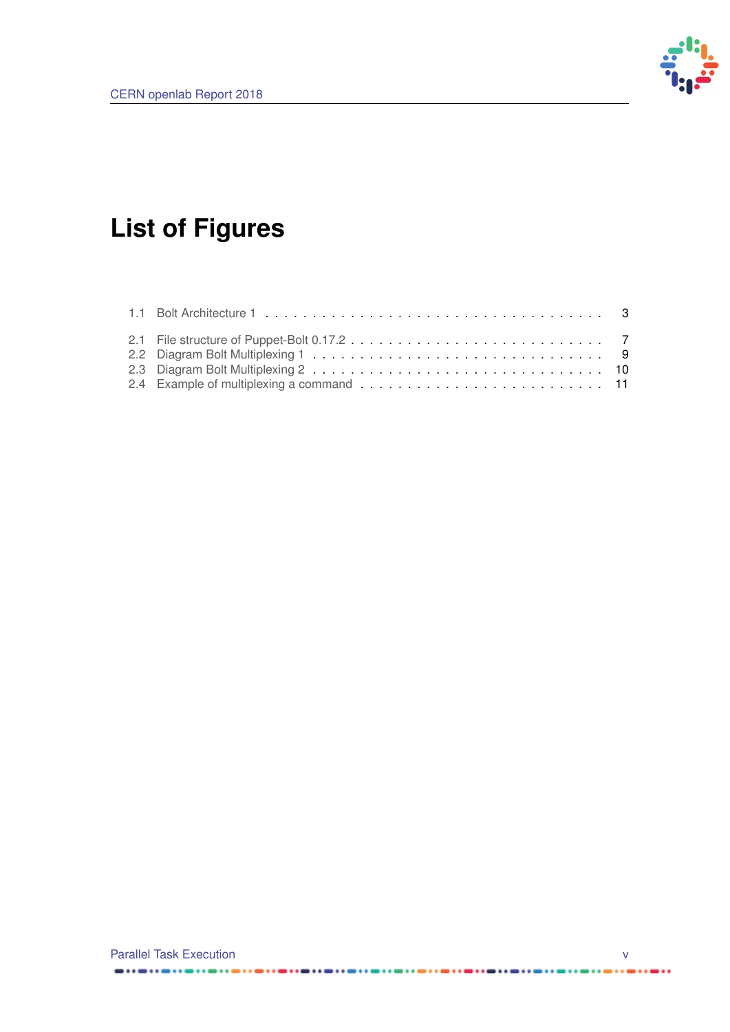# List of Figures

1.1 Bolt Architecture 1 . . . . . . . . . . . . . . . . . . . . . . . . . . . . . . . . . . . 3

2.1 File structure of Puppet-Bolt 0.17.2 . . . . . . . . . . . . . . . . . . . . . . . . . . 7
2.2 Diagram Bolt Multiplexing 1 . . . . . . . . . . . . . . . . . . . . . . . . . . . . . . 9
2.3 Diagram Bolt Multiplexing 2 . . . . . . . . . . . . . . . . . . . . . . . . . . . . . . 10
2.4 Example of multiplexing a command . . . . . . . . . . . . . . . . . . . . . . . . . 11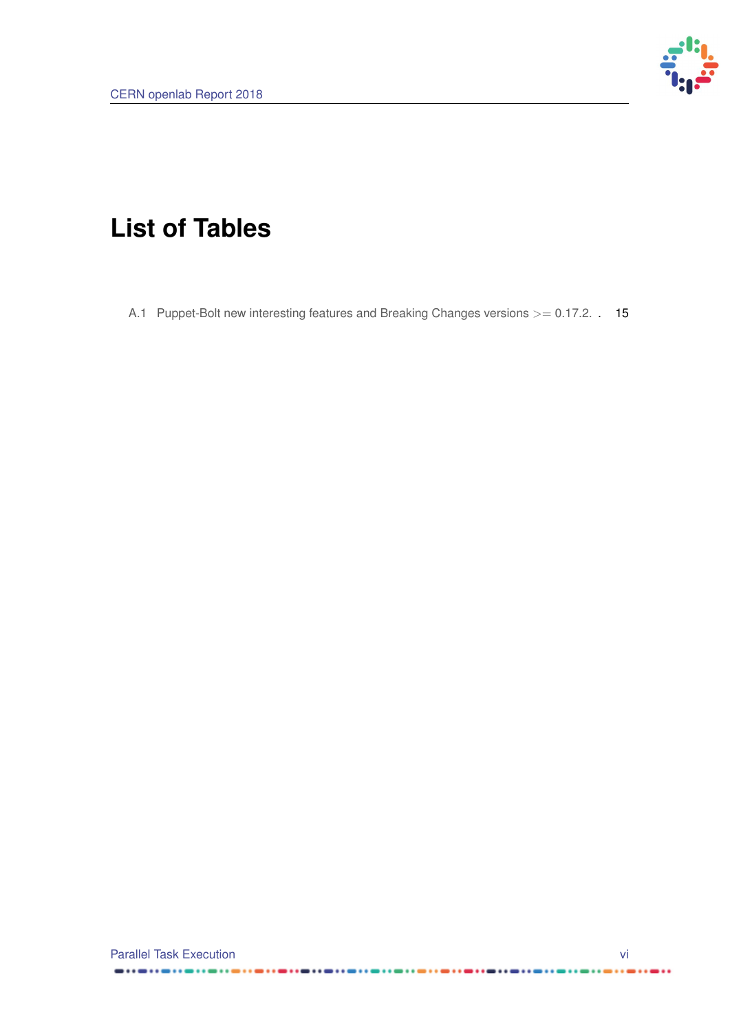# List of Tables

A.1 Puppet-Bolt new interesting features and Breaking Changes versions $>=$ 0.17.2. . . 15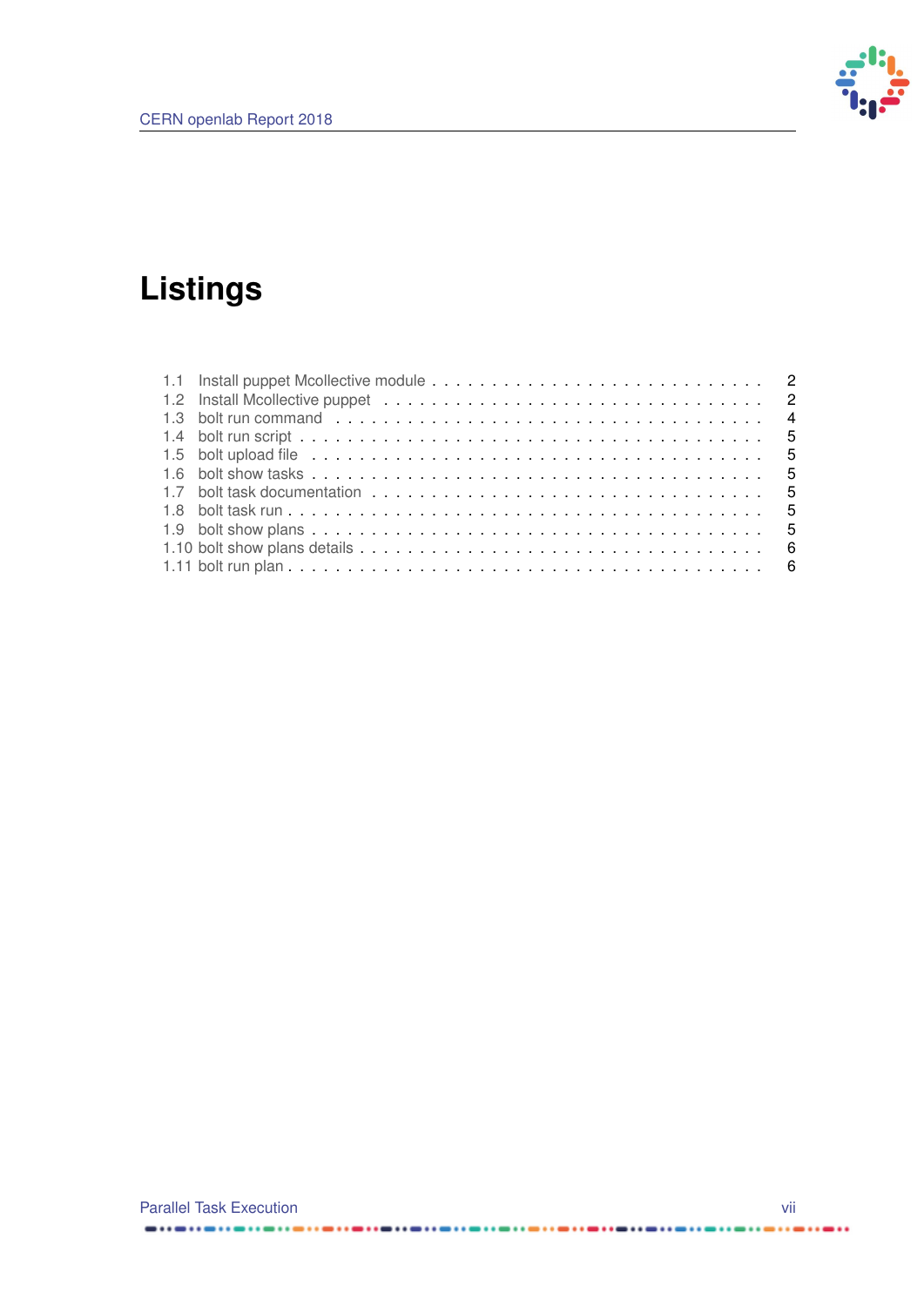# Listings

1.1 Install puppet Mcollective module . . . . . . . . . . . . . . . . . . . . . . . . . . 2
1.2 Install Mcollective puppet . . . . . . . . . . . . . . . . . . . . . . . . . . . . . 2
1.3 bolt run command . . . . . . . . . . . . . . . . . . . . . . . . . . . . . . . . 4
1.4 bolt run script . . . . . . . . . . . . . . . . . . . . . . . . . . . . . . . . . . 5
1.5 bolt upload file . . . . . . . . . . . . . . . . . . . . . . . . . . . . . . . . . 5
1.6 bolt show tasks . . . . . . . . . . . . . . . . . . . . . . . . . . . . . . . . . 5
1.7 bolt task documentation . . . . . . . . . . . . . . . . . . . . . . . . . . . . . 5
1.8 bolt task run . . . . . . . . . . . . . . . . . . . . . . . . . . . . . . . . . . . 5
1.9 bolt show plans . . . . . . . . . . . . . . . . . . . . . . . . . . . . . . . . . 5
1.10 bolt show plans details . . . . . . . . . . . . . . . . . . . . . . . . . . . . . 6
1.11 bolt run plan . . . . . . . . . . . . . . . . . . . . . . . . . . . . . . . . . . 6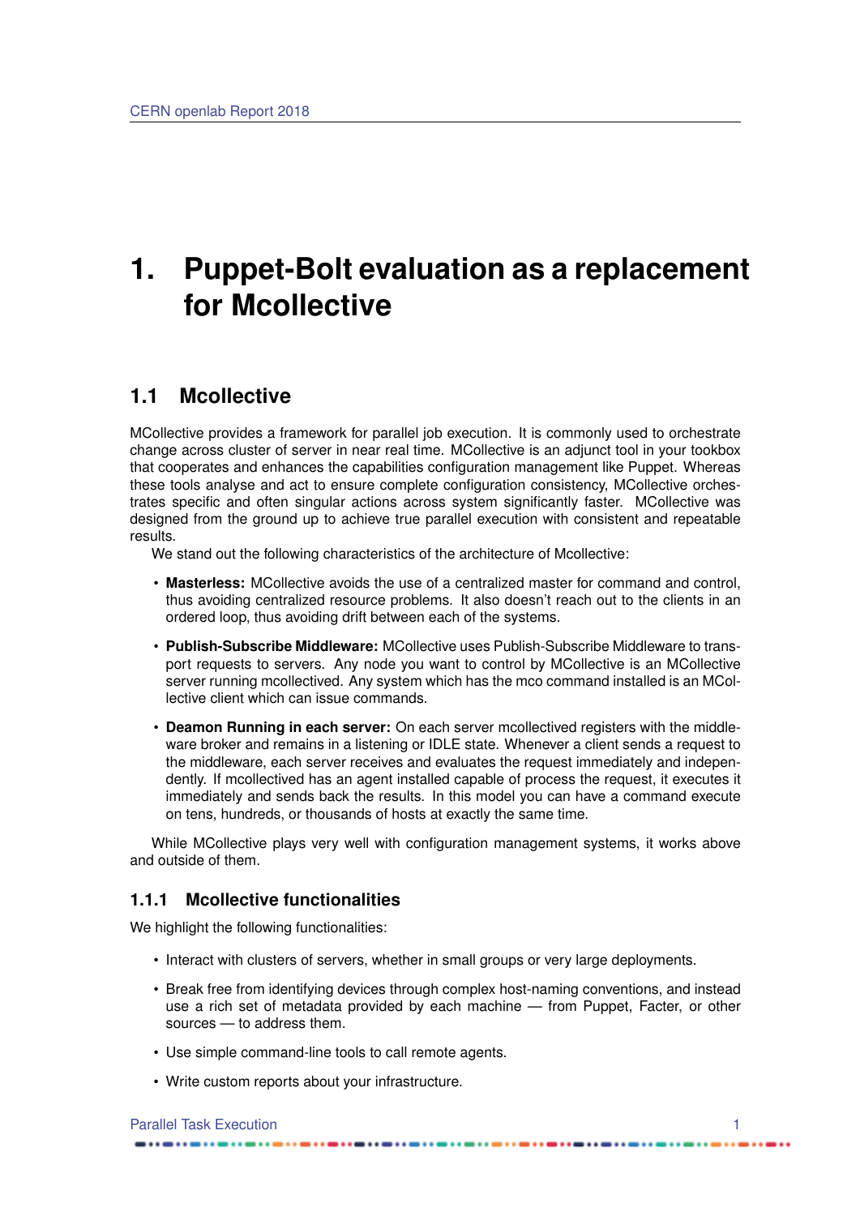# 1. Puppet-Bolt evaluation as a replacement for Mcollective

## 1.1 Mcollective

MCollective provides a framework for parallel job execution. It is commonly used to orchestrate change across cluster of server in near real time. MCollective is an adjunct tool in your toolbox that cooperates and enhances the capabilities configuration management like Puppet. Whereas these tools analyse and act to ensure complete configuration consistency, MCollective orchestrates specific and often singular actions across system significantly faster. MCollective was designed from the ground up to achieve true parallel execution with consistent and repeatable results.

We stand out the following characteristics of the architecture of Mcollective:

- **Masterless:** MCollective avoids the use of a centralized master for command and control, thus avoiding centralized resource problems. It also doesn't reach out to the clients in an ordered loop, thus avoiding drift between each of the systems.
- **Publish-Subscribe Middleware:** MCollective uses Publish-Subscribe Middleware to transport requests to servers. Any node you want to control by MCollective is an MCollective server running mcollectived. Any system which has the mco command installed is an MCollective client which can issue commands.
- **Deamon Running in each server:** On each server mcollectived registers with the middleware broker and remains in a listening or IDLE state. Whenever a client sends a request to the middleware, each server receives and evaluates the request immediately and independently. If mcollectived has an agent installed capable of process the request, it executes it immediately and sends back the results. In this model you can have a command execute on tens, hundreds, or thousands of hosts at exactly the same time.

While MCollective plays very well with configuration management systems, it works above and outside of them.

### 1.1.1 Mcollective functionalities

We highlight the following functionalities:

- Interact with clusters of servers, whether in small groups or very large deployments.
- Break free from identifying devices through complex host-naming conventions, and instead use a rich set of metadata provided by each machine — from Puppet, Facter, or other sources — to address them.
- Use simple command-line tools to call remote agents.
- Write custom reports about your infrastructure.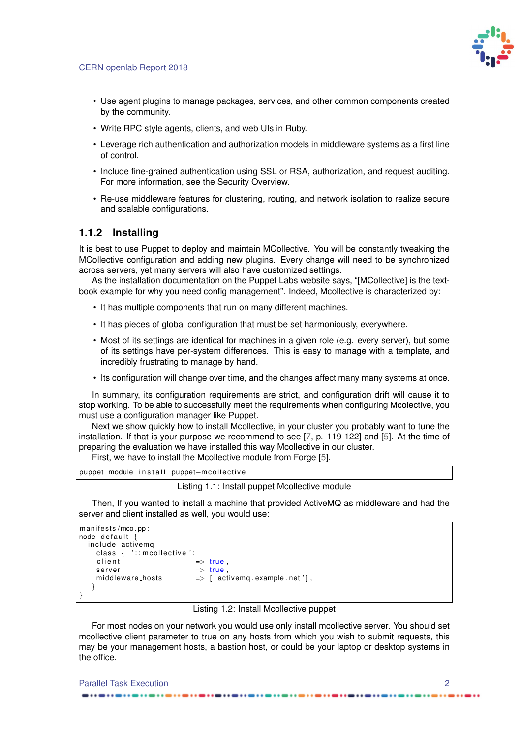- Use agent plugins to manage packages, services, and other common components created by the community.
- Write RPC style agents, clients, and web UIs in Ruby.
- Leverage rich authentication and authorization models in middleware systems as a first line of control.
- Include fine-grained authentication using SSL or RSA, authorization, and request auditing. For more information, see the Security Overview.
- Re-use middleware features for clustering, routing, and network isolation to realize secure and scalable configurations.

### 1.1.2 Installing

It is best to use Puppet to deploy and maintain MCollective. You will be constantly tweaking the MCollective configuration and adding new plugins. Every change will need to be synchronized across servers, yet many servers will also have customized settings.

As the installation documentation on the Puppet Labs website says, "[MCollective] is the textbook example for why you need config management". Indeed, Mcollective is characterized by:

- It has multiple components that run on many different machines.
- It has pieces of global configuration that must be set harmoniously, everywhere.
- Most of its settings are identical for machines in a given role (e.g. every server), but some of its settings have per-system differences. This is easy to manage with a template, and incredibly frustrating to manage by hand.
- Its configuration will change over time, and the changes affect many many systems at once.

In summary, its configuration requirements are strict, and configuration drift will cause it to stop working. To be able to successfully meet the requirements when configuring Mcolective, you must use a configuration manager like Puppet.

Next we show quickly how to install Mcollective, in your cluster you probably want to tune the installation. If that is your purpose we recommend to see [7, p. 119-122] and [5]. At the time of preparing the evaluation we have installed this way Mcollective in our cluster.

First, we have to install the Mcollective module from Forge [5].

```
puppet module install puppet-mcollective
```

Listing 1.1: Install puppet Mcollective module

Then, If you wanted to install a machine that provided ActiveMQ as middleware and had the server and client installed as well, you would use:

```
manifests/mco.pp:
node default {
  include activemq
    class { '::mcollective':
    client                => true,
    server                => true,
    middleware_hosts      => ['activemq.example.net'],
   }
}
```

Listing 1.2: Install Mcollective puppet

For most nodes on your network you would use only install mcollective server. You should set mcollective client parameter to true on any hosts from which you wish to submit requests, this may be your management hosts, a bastion host, or could be your laptop or desktop systems in the office.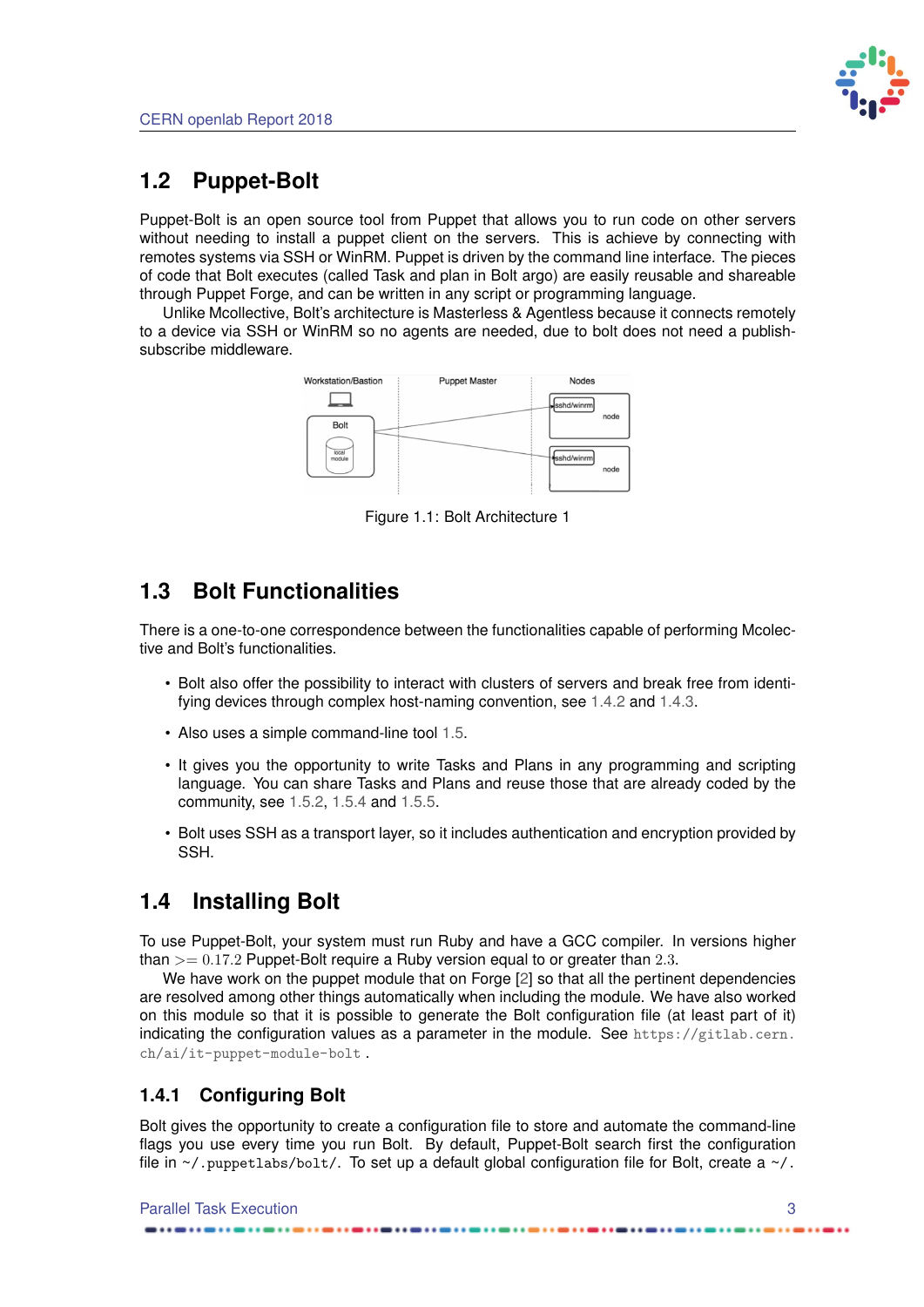## 1.2 Puppet-Bolt

Puppet-Bolt is an open source tool from Puppet that allows you to run code on other servers without needing to install a puppet client on the servers. This is achieve by connecting with remotes systems via SSH or WinRM. Puppet is driven by the command line interface. The pieces of code that Bolt executes (called Task and plan in Bolt argo) are easily reusable and shareable through Puppet Forge, and can be written in any script or programming language.

Unlike Mcollective, Bolt's architecture is Masterless & Agentless because it connects remotely to a device via SSH or WinRM so no agents are needed, due to bolt does not need a publish-subscribe middleware.

Figure 1.1: Bolt Architecture 1

## 1.3 Bolt Functionalities

There is a one-to-one correspondence between the functionalities capable of performing Mcolective and Bolt's functionalities.

- Bolt also offer the possibility to interact with clusters of servers and break free from identifying devices through complex host-naming convention, see 1.4.2 and 1.4.3.
- Also uses a simple command-line tool 1.5.
- It gives you the opportunity to write Tasks and Plans in any programming and scripting language. You can share Tasks and Plans and reuse those that are already coded by the community, see 1.5.2, 1.5.4 and 1.5.5.
- Bolt uses SSH as a transport layer, so it includes authentication and encryption provided by SSH.

## 1.4 Installing Bolt

To use Puppet-Bolt, your system must run Ruby and have a GCC compiler. In versions higher than $>= 0.17.2$ Puppet-Bolt require a Ruby version equal to or greater than $2.3$.

We have work on the puppet module that on Forge [2] so that all the pertinent dependencies are resolved among other things automatically when including the module. We have also worked on this module so that it is possible to generate the Bolt configuration file (at least part of it) indicating the configuration values as a parameter in the module. See `https://gitlab.cern.ch/ai/it-puppet-module-bolt` .

### 1.4.1 Configuring Bolt

Bolt gives the opportunity to create a configuration file to store and automate the command-line flags you use every time you run Bolt. By default, Puppet-Bolt search first the configuration file in `~/.puppetlabs/bolt/`. To set up a default global configuration file for Bolt, create a `~/.`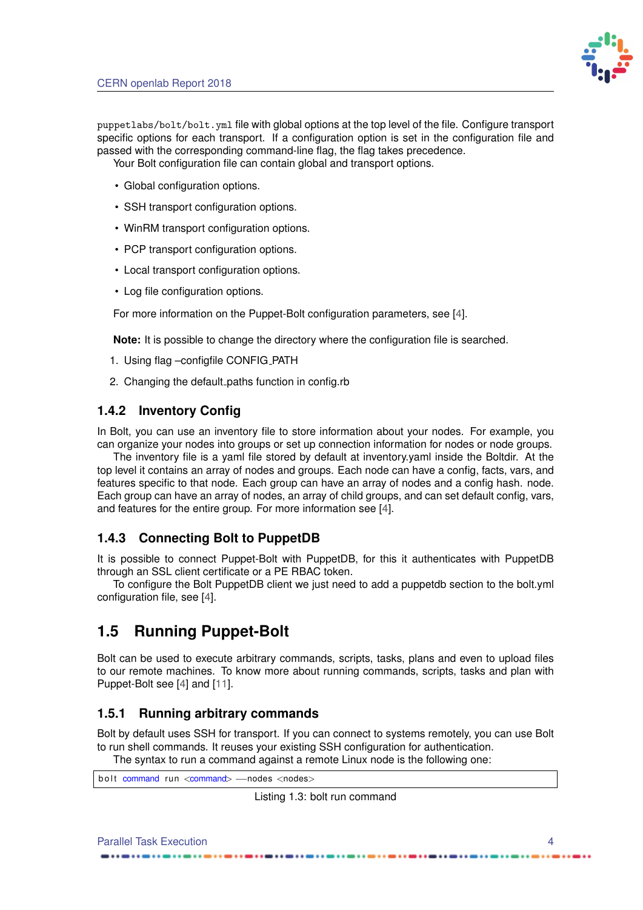`puppetlabs/bolt/bolt.yml` file with global options at the top level of the file. Configure transport specific options for each transport. If a configuration option is set in the configuration file and passed with the corresponding command-line flag, the flag takes precedence.

Your Bolt configuration file can contain global and transport options.

- Global configuration options.
- SSH transport configuration options.
- WinRM transport configuration options.
- PCP transport configuration options.
- Local transport configuration options.
- Log file configuration options.

For more information on the Puppet-Bolt configuration parameters, see [4].

**Note:** It is possible to change the directory where the configuration file is searched.

1. Using flag –configfile CONFIG_PATH
2. Changing the default_paths function in config.rb

### 1.4.2 Inventory Config

In Bolt, you can use an inventory file to store information about your nodes. For example, you can organize your nodes into groups or set up connection information for nodes or node groups.

The inventory file is a yaml file stored by default at inventory.yaml inside the Boltdir. At the top level it contains an array of nodes and groups. Each node can have a config, facts, vars, and features specific to that node. Each group can have an array of nodes and a config hash. node. Each group can have an array of nodes, an array of child groups, and can set default config, vars, and features for the entire group. For more information see [4].

### 1.4.3 Connecting Bolt to PuppetDB

It is possible to connect Puppet-Bolt with PuppetDB, for this it authenticates with PuppetDB through an SSL client certificate or a PE RBAC token.

To configure the Bolt PuppetDB client we just need to add a puppetdb section to the bolt.yml configuration file, see [4].

## 1.5 Running Puppet-Bolt

Bolt can be used to execute arbitrary commands, scripts, tasks, plans and even to upload files to our remote machines. To know more about running commands, scripts, tasks and plan with Puppet-Bolt see [4] and [11].

### 1.5.1 Running arbitrary commands

Bolt by default uses SSH for transport. If you can connect to systems remotely, you can use Bolt to run shell commands. It reuses your existing SSH configuration for authentication.

The syntax to run a command against a remote Linux node is the following one:

```
bolt command run <command> --nodes <nodes>
```

Listing 1.3: bolt run command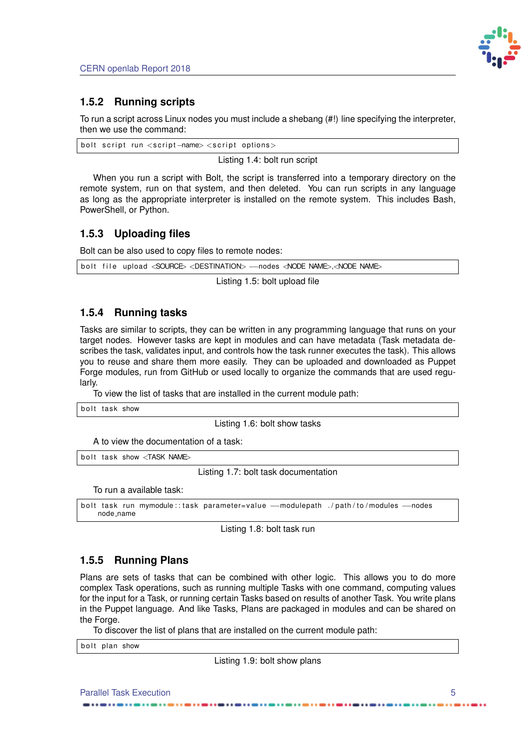### 1.5.2 Running scripts

To run a script across Linux nodes you must include a shebang (#!) line specifying the interpreter, then we use the command:

```
bolt script run <script-name> <script options>
```

Listing 1.4: bolt run script

When you run a script with Bolt, the script is transferred into a temporary directory on the remote system, run on that system, and then deleted. You can run scripts in any language as long as the appropriate interpreter is installed on the remote system. This includes Bash, PowerShell, or Python.

### 1.5.3 Uploading files

Bolt can be also used to copy files to remote nodes:

```
bolt file upload <SOURCE> <DESTINATION> --nodes <NODE NAME>,<NODE NAME>
```

Listing 1.5: bolt upload file

### 1.5.4 Running tasks

Tasks are similar to scripts, they can be written in any programming language that runs on your target nodes. However tasks are kept in modules and can have metadata (Task metadata describes the task, validates input, and controls how the task runner executes the task). This allows you to reuse and share them more easily. They can be uploaded and downloaded as Puppet Forge modules, run from GitHub or used locally to organize the commands that are used regularly.

To view the list of tasks that are installed in the current module path:

```
bolt task show
```

Listing 1.6: bolt show tasks

A to view the documentation of a task:

```
bolt task show <TASK NAME>
```

Listing 1.7: bolt task documentation

To run a available task:

```
bolt task run mymodule::task parameter=value --modulepath ./path/to/modules --nodes
    node_name
```

Listing 1.8: bolt task run

### 1.5.5 Running Plans

Plans are sets of tasks that can be combined with other logic. This allows you to do more complex Task operations, such as running multiple Tasks with one command, computing values for the input for a Task, or running certain Tasks based on results of another Task. You write plans in the Puppet language. And like Tasks, Plans are packaged in modules and can be shared on the Forge.

To discover the list of plans that are installed on the current module path:

```
bolt plan show
```

Listing 1.9: bolt show plans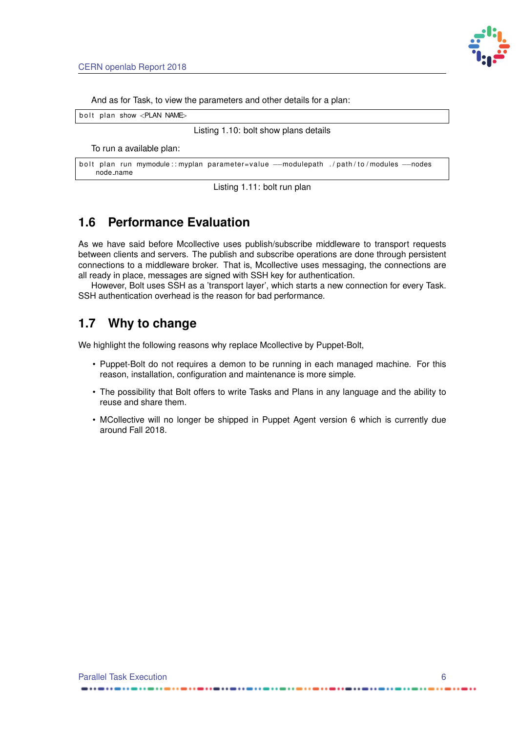And as for Task, to view the parameters and other details for a plan:

```
bolt plan show <PLAN NAME>
```

Listing 1.10: bolt show plans details

To run a available plan:

```
bolt plan run mymodule::myplan parameter=value --modulepath ./path/to/modules --nodes
    node_name
```

Listing 1.11: bolt run plan

## 1.6 Performance Evaluation

As we have said before Mcollective uses publish/subscribe middleware to transport requests between clients and servers. The publish and subscribe operations are done through persistent connections to a middleware broker. That is, Mcollective uses messaging, the connections are all ready in place, messages are signed with SSH key for authentication.

However, Bolt uses SSH as a 'transport layer', which starts a new connection for every Task. SSH authentication overhead is the reason for bad performance.

## 1.7 Why to change

We highlight the following reasons why replace Mcollective by Puppet-Bolt,

- Puppet-Bolt do not requires a demon to be running in each managed machine. For this reason, installation, configuration and maintenance is more simple.
- The possibility that Bolt offers to write Tasks and Plans in any language and the ability to reuse and share them.
- MCollective will no longer be shipped in Puppet Agent version 6 which is currently due around Fall 2018.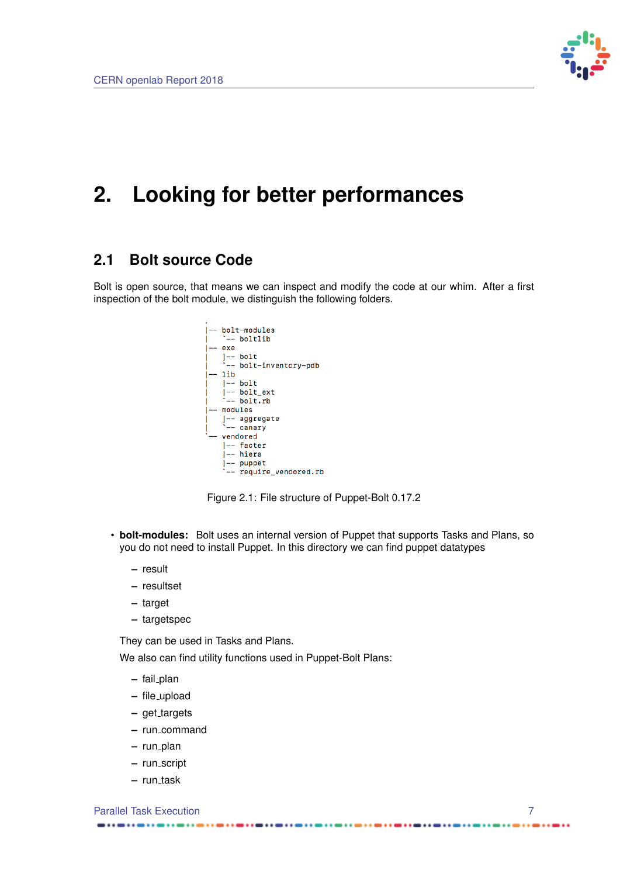# 2. Looking for better performances

## 2.1 Bolt source Code

Bolt is open source, that means we can inspect and modify the code at our whim. After a first inspection of the bolt module, we distinguish the following folders.

```
.
|-- bolt-modules
|   `-- boltlib
|-- exe
|   |-- bolt
|   `-- bolt-inventory-pdb
|-- lib
|   |-- bolt
|   |-- bolt_ext
|   `-- bolt.rb
|-- modules
|   |-- aggregate
|   `-- canary
`-- vendored
    |-- facter
    |-- hiera
    |-- puppet
    `-- require_vendored.rb
```

Figure 2.1: File structure of Puppet-Bolt 0.17.2

- **bolt-modules:** Bolt uses an internal version of Puppet that supports Tasks and Plans, so you do not need to install Puppet. In this directory we can find puppet datatypes
  - result
  - resultset
  - target
  - targetspec

  They can be used in Tasks and Plans.

  We also can find utility functions used in Puppet-Bolt Plans:
  - fail_plan
  - file_upload
  - get_targets
  - run_command
  - run_plan
  - run_script
  - run_task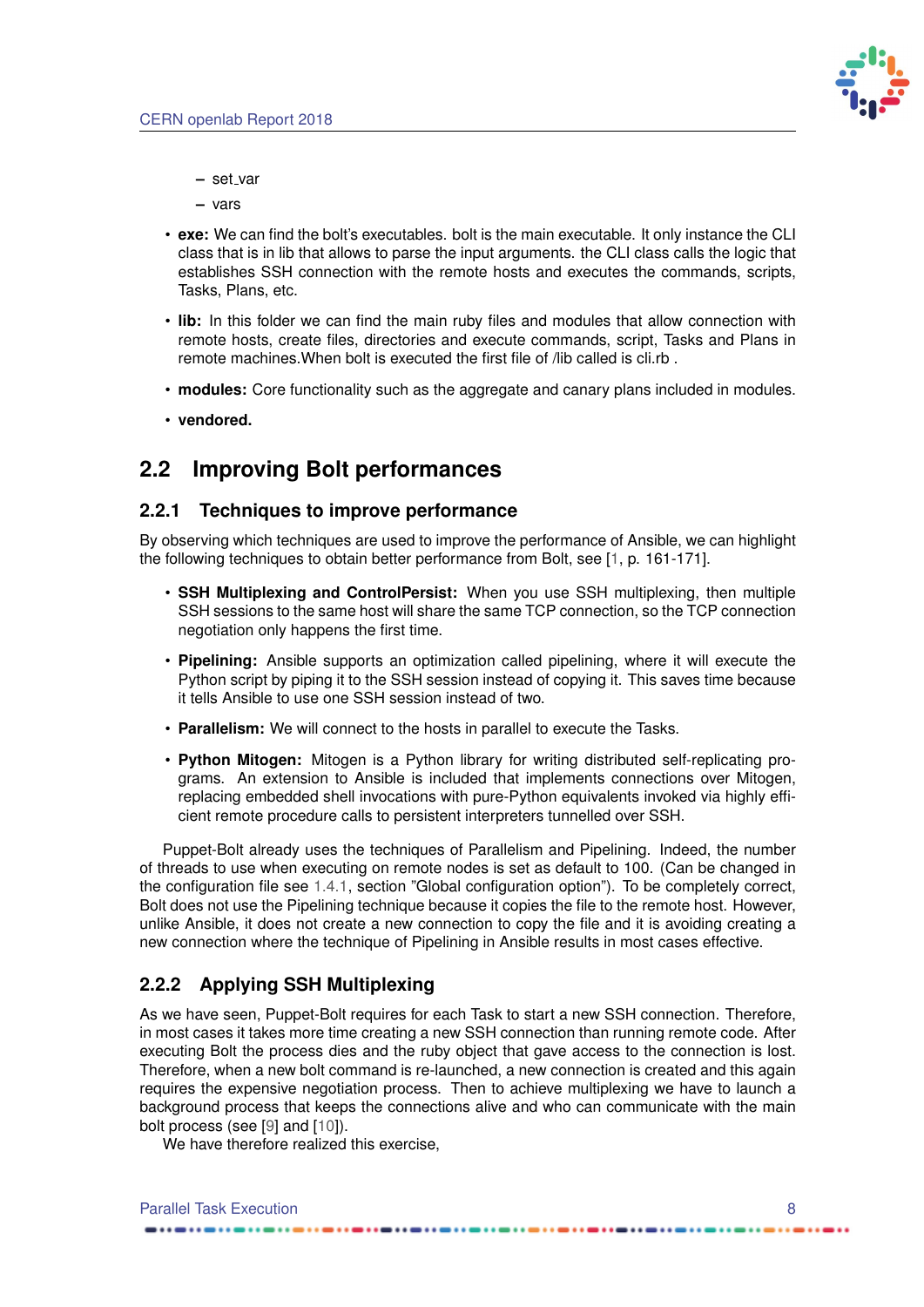- set_var
  - vars

- **exe:** We can find the bolt's executables. bolt is the main executable. It only instance the CLI class that is in lib that allows to parse the input arguments. the CLI class calls the logic that establishes SSH connection with the remote hosts and executes the commands, scripts, Tasks, Plans, etc.

- **lib:** In this folder we can find the main ruby files and modules that allow connection with remote hosts, create files, directories and execute commands, script, Tasks and Plans in remote machines.When bolt is executed the first file of /lib called is cli.rb .

- **modules:** Core functionality such as the aggregate and canary plans included in modules.

- **vendored.**

## 2.2 Improving Bolt performances

### 2.2.1 Techniques to improve performance

By observing which techniques are used to improve the performance of Ansible, we can highlight the following techniques to obtain better performance from Bolt, see [1, p. 161-171].

- **SSH Multiplexing and ControlPersist:** When you use SSH multiplexing, then multiple SSH sessions to the same host will share the same TCP connection, so the TCP connection negotiation only happens the first time.

- **Pipelining:** Ansible supports an optimization called pipelining, where it will execute the Python script by piping it to the SSH session instead of copying it. This saves time because it tells Ansible to use one SSH session instead of two.

- **Parallelism:** We will connect to the hosts in parallel to execute the Tasks.

- **Python Mitogen:** Mitogen is a Python library for writing distributed self-replicating programs. An extension to Ansible is included that implements connections over Mitogen, replacing embedded shell invocations with pure-Python equivalents invoked via highly efficient remote procedure calls to persistent interpreters tunnelled over SSH.

Puppet-Bolt already uses the techniques of Parallelism and Pipelining. Indeed, the number of threads to use when executing on remote nodes is set as default to 100. (Can be changed in the configuration file see 1.4.1, section "Global configuration option"). To be completely correct, Bolt does not use the Pipelining technique because it copies the file to the remote host. However, unlike Ansible, it does not create a new connection to copy the file and it is avoiding creating a new connection where the technique of Pipelining in Ansible results in most cases effective.

### 2.2.2 Applying SSH Multiplexing

As we have seen, Puppet-Bolt requires for each Task to start a new SSH connection. Therefore, in most cases it takes more time creating a new SSH connection than running remote code. After executing Bolt the process dies and the ruby object that gave access to the connection is lost. Therefore, when a new bolt command is re-launched, a new connection is created and this again requires the expensive negotiation process. Then to achieve multiplexing we have to launch a background process that keeps the connections alive and who can communicate with the main bolt process (see [9] and [10]).

We have therefore realized this exercise,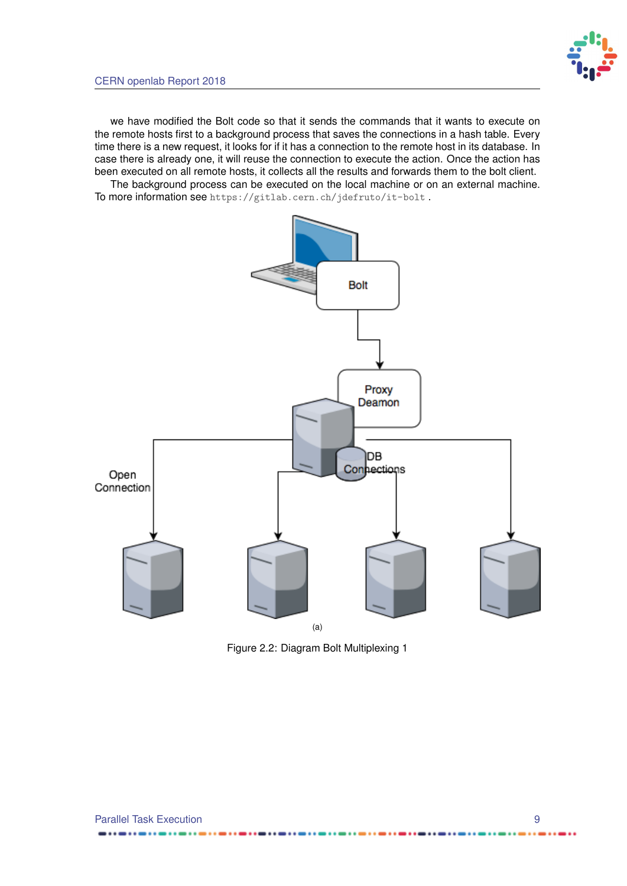we have modified the Bolt code so that it sends the commands that it wants to execute on the remote hosts first to a background process that saves the connections in a hash table. Every time there is a new request, it looks for if it has a connection to the remote host in its database. In case there is already one, it will reuse the connection to execute the action. Once the action has been executed on all remote hosts, it collects all the results and forwards them to the bolt client.

The background process can be executed on the local machine or on an external machine. To more information see `https://gitlab.cern.ch/jdefruto/it-bolt` .

(a)

Figure 2.2: Diagram Bolt Multiplexing 1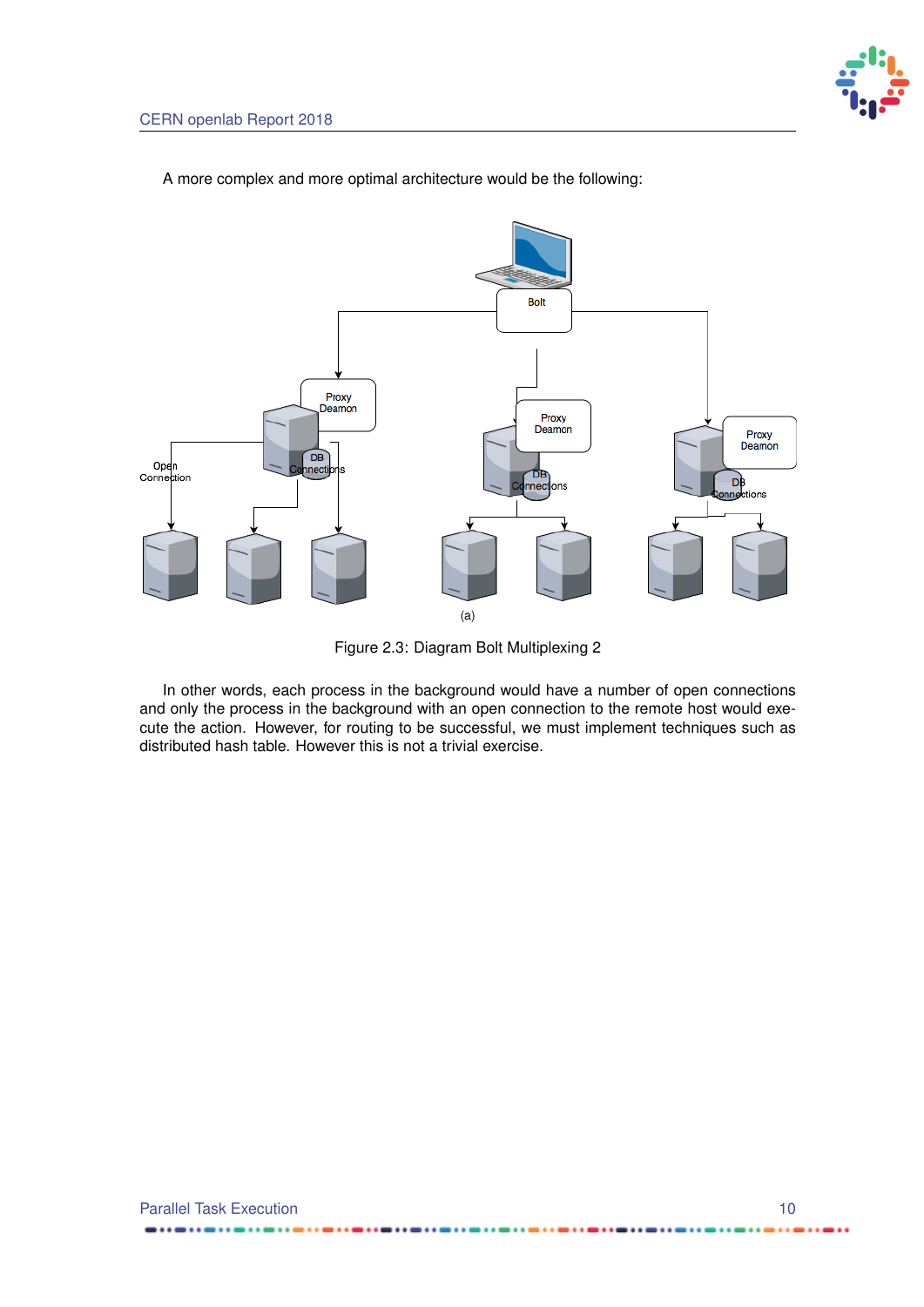A more complex and more optimal architecture would be the following:

(a)

Figure 2.3: Diagram Bolt Multiplexing 2

In other words, each process in the background would have a number of open connections and only the process in the background with an open connection to the remote host would execute the action. However, for routing to be successful, we must implement techniques such as distributed hash table. However this is not a trivial exercise.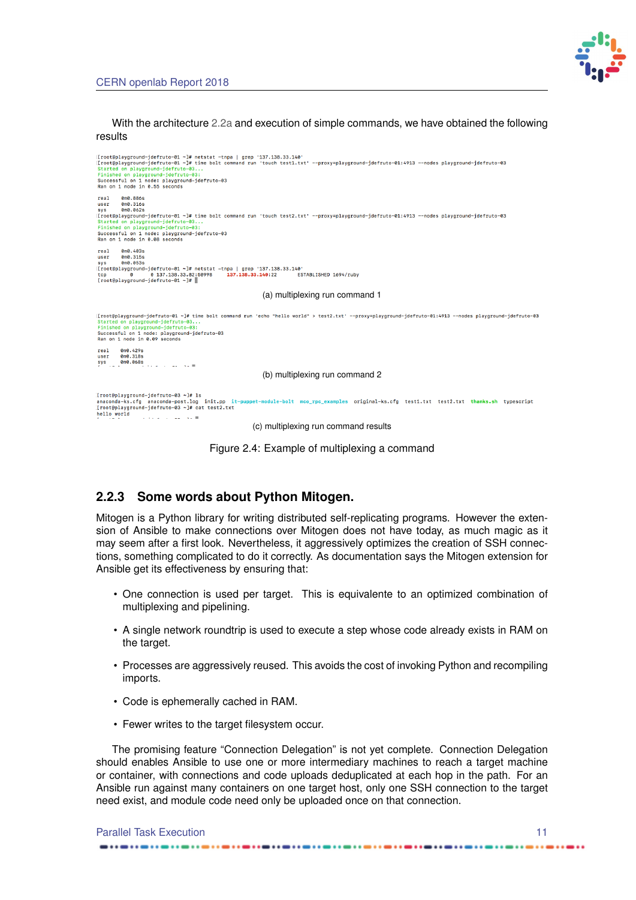With the architecture 2.2a and execution of simple commands, we have obtained the following results

```
[root@playground-jdefruto-01 ~]# netstat -tnpa | grep '137.138.33.140'
[root@playground-jdefruto-01 ~]# time bolt command run 'touch test1.txt' --proxy=playground-jdefruto-01:4913 --nodes playground-jdefruto-03
Started on playground-jdefruto-03...
Finished on playground-jdefruto-03:
Successful on 1 node: playground-jdefruto-03
Ran on 1 node in 0.55 seconds

real    0m0.886s
user    0m0.316s
sys     0m0.062s
[root@playground-jdefruto-01 ~]# time bolt command run 'touch test2.txt' --proxy=playground-jdefruto-01:4913 --nodes playground-jdefruto-03
Started on playground-jdefruto-03...
Finished on playground-jdefruto-03:
Successful on 1 node: playground-jdefruto-03
Ran on 1 node in 0.08 seconds

real    0m0.403s
user    0m0.315s
sys     0m0.053s
[root@playground-jdefruto-01 ~]# netstat -tnpa | grep '137.138.33.140'
tcp        0      0 137.138.33.82:60998     137.138.33.140:22       ESTABLISHED 1694/ruby
[root@playground-jdefruto-01 ~]#
```

(a) multiplexing run command 1

```
[root@playground-jdefruto-01 ~]# time bolt command run 'echo "hello world" > test2.txt' --proxy=playground-jdefruto-01:4913 --nodes playground-jdefruto-03
Started on playground-jdefruto-03...
Finished on playground-jdefruto-03:
Successful on 1 node: playground-jdefruto-03
Ran on 1 node in 0.09 seconds

real    0m0.429s
user    0m0.318s
sys     0m0.068s
```

(b) multiplexing run command 2

```
[root@playground-jdefruto-03 ~]# ls
anaconda-ks.cfg  anaconda-post.log  init.pp  it-puppet-module-bolt  mco_rpc_examples  original-ks.cfg  test1.txt  test2.txt  thanks.sh  typescript
[root@playground-jdefruto-03 ~]# cat test2.txt
hello world
```

(c) multiplexing run command results

Figure 2.4: Example of multiplexing a command

### 2.2.3 Some words about Python Mitogen.

Mitogen is a Python library for writing distributed self-replicating programs. However the extension of Ansible to make connections over Mitogen does not have today, as much magic as it may seem after a first look. Nevertheless, it aggressively optimizes the creation of SSH connections, something complicated to do it correctly. As documentation says the Mitogen extension for Ansible get its effectiveness by ensuring that:

- One connection is used per target. This is equivalente to an optimized combination of multiplexing and pipelining.
- A single network roundtrip is used to execute a step whose code already exists in RAM on the target.
- Processes are aggressively reused. This avoids the cost of invoking Python and recompiling imports.
- Code is ephemerally cached in RAM.
- Fewer writes to the target filesystem occur.

The promising feature "Connection Delegation" is not yet complete. Connection Delegation should enables Ansible to use one or more intermediary machines to reach a target machine or container, with connections and code uploads deduplicated at each hop in the path. For an Ansible run against many containers on one target host, only one SSH connection to the target need exist, and module code need only be uploaded once on that connection.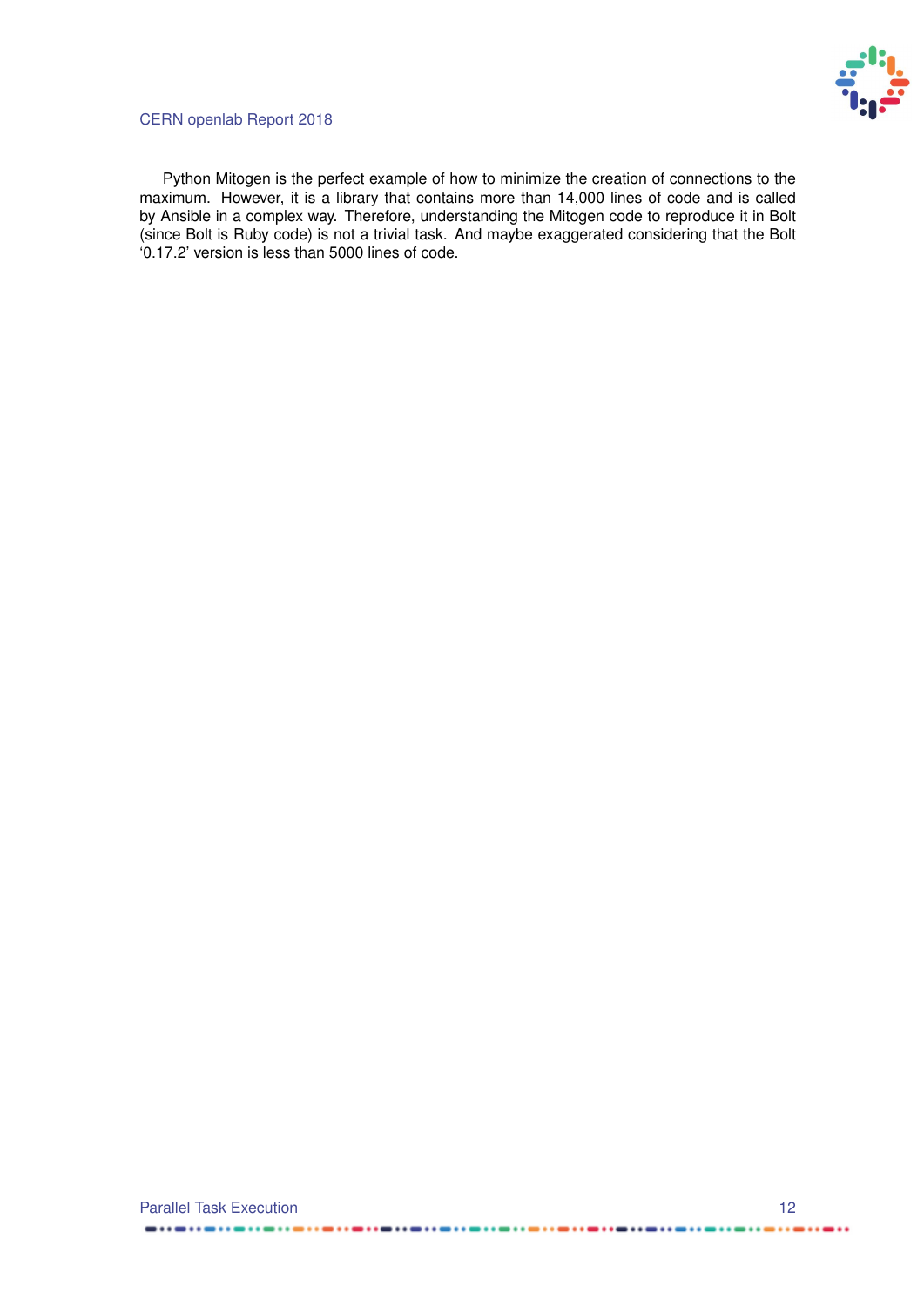Python Mitogen is the perfect example of how to minimize the creation of connections to the maximum. However, it is a library that contains more than 14,000 lines of code and is called by Ansible in a complex way. Therefore, understanding the Mitogen code to reproduce it in Bolt (since Bolt is Ruby code) is not a trivial task. And maybe exaggerated considering that the Bolt '0.17.2' version is less than 5000 lines of code.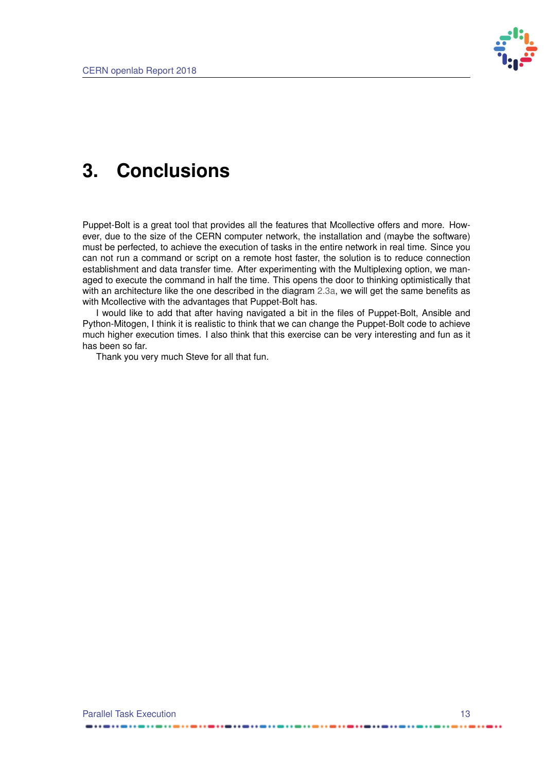# 3. Conclusions

Puppet-Bolt is a great tool that provides all the features that Mcollective offers and more. However, due to the size of the CERN computer network, the installation and (maybe the software) must be perfected, to achieve the execution of tasks in the entire network in real time. Since you can not run a command or script on a remote host faster, the solution is to reduce connection establishment and data transfer time. After experimenting with the Multiplexing option, we managed to execute the command in half the time. This opens the door to thinking optimistically that with an architecture like the one described in the diagram 2.3a, we will get the same benefits as with Mcollective with the advantages that Puppet-Bolt has.

I would like to add that after having navigated a bit in the files of Puppet-Bolt, Ansible and Python-Mitogen, I think it is realistic to think that we can change the Puppet-Bolt code to achieve much higher execution times. I also think that this exercise can be very interesting and fun as it has been so far.

Thank you very much Steve for all that fun.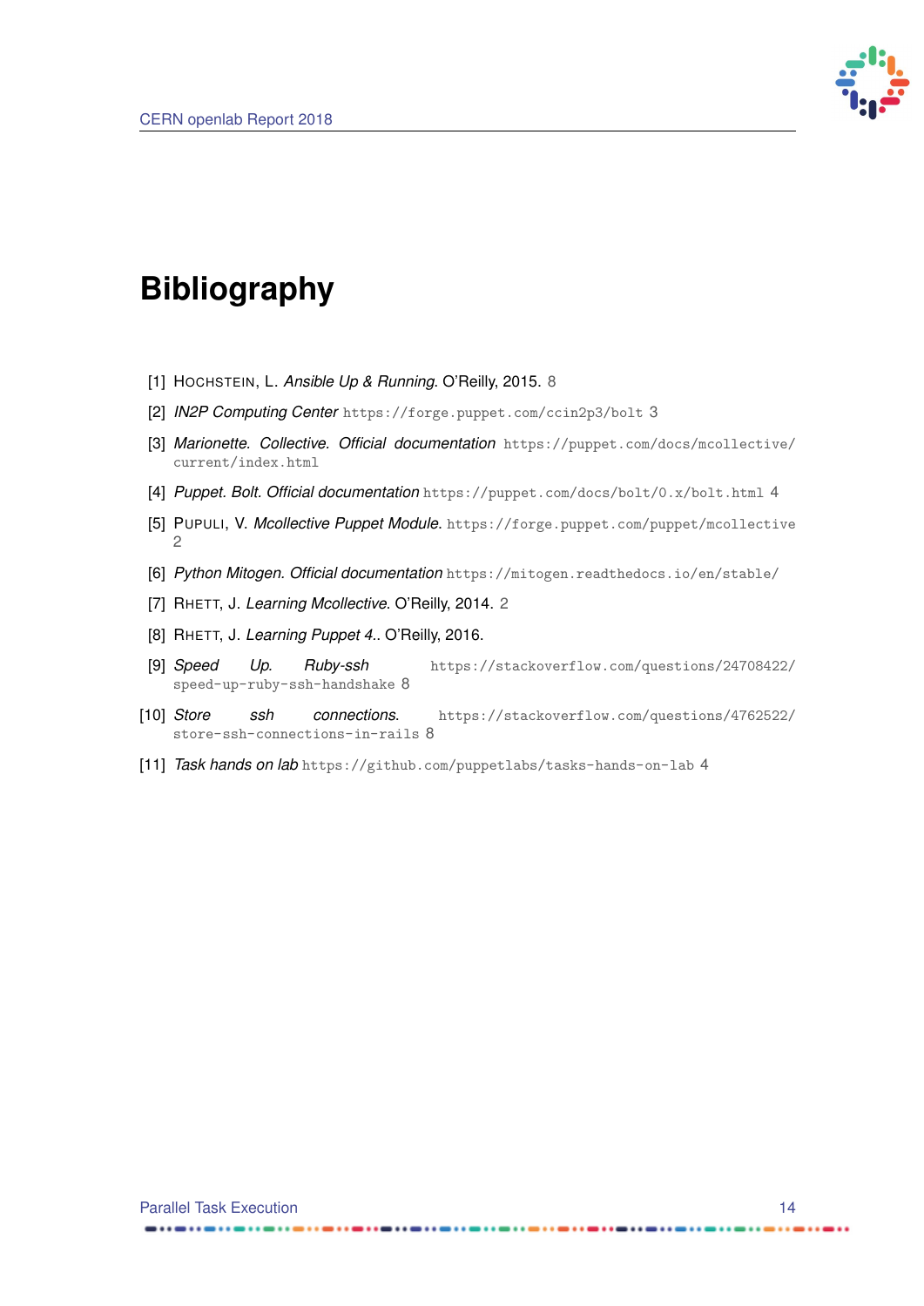# Bibliography

[1] HOCHSTEIN, L. *Ansible Up & Running*. O'Reilly, 2015. 8

[2] *IN2P Computing Center* https://forge.puppet.com/ccin2p3/bolt 3

[3] *Marionette. Collective. Official documentation* https://puppet.com/docs/mcollective/current/index.html

[4] *Puppet. Bolt. Official documentation* https://puppet.com/docs/bolt/0.x/bolt.html 4

[5] PUPULI, V. *Mcollective Puppet Module.* https://forge.puppet.com/puppet/mcollective 2

[6] *Python Mitogen. Official documentation* https://mitogen.readthedocs.io/en/stable/

[7] RHETT, J. *Learning Mcollective*. O'Reilly, 2014. 2

[8] RHETT, J. *Learning Puppet 4.*. O'Reilly, 2016.

[9] *Speed Up. Ruby-ssh* https://stackoverflow.com/questions/24708422/speed-up-ruby-ssh-handshake 8

[10] *Store ssh connections.* https://stackoverflow.com/questions/4762522/store-ssh-connections-in-rails 8

[11] *Task hands on lab* https://github.com/puppetlabs/tasks-hands-on-lab 4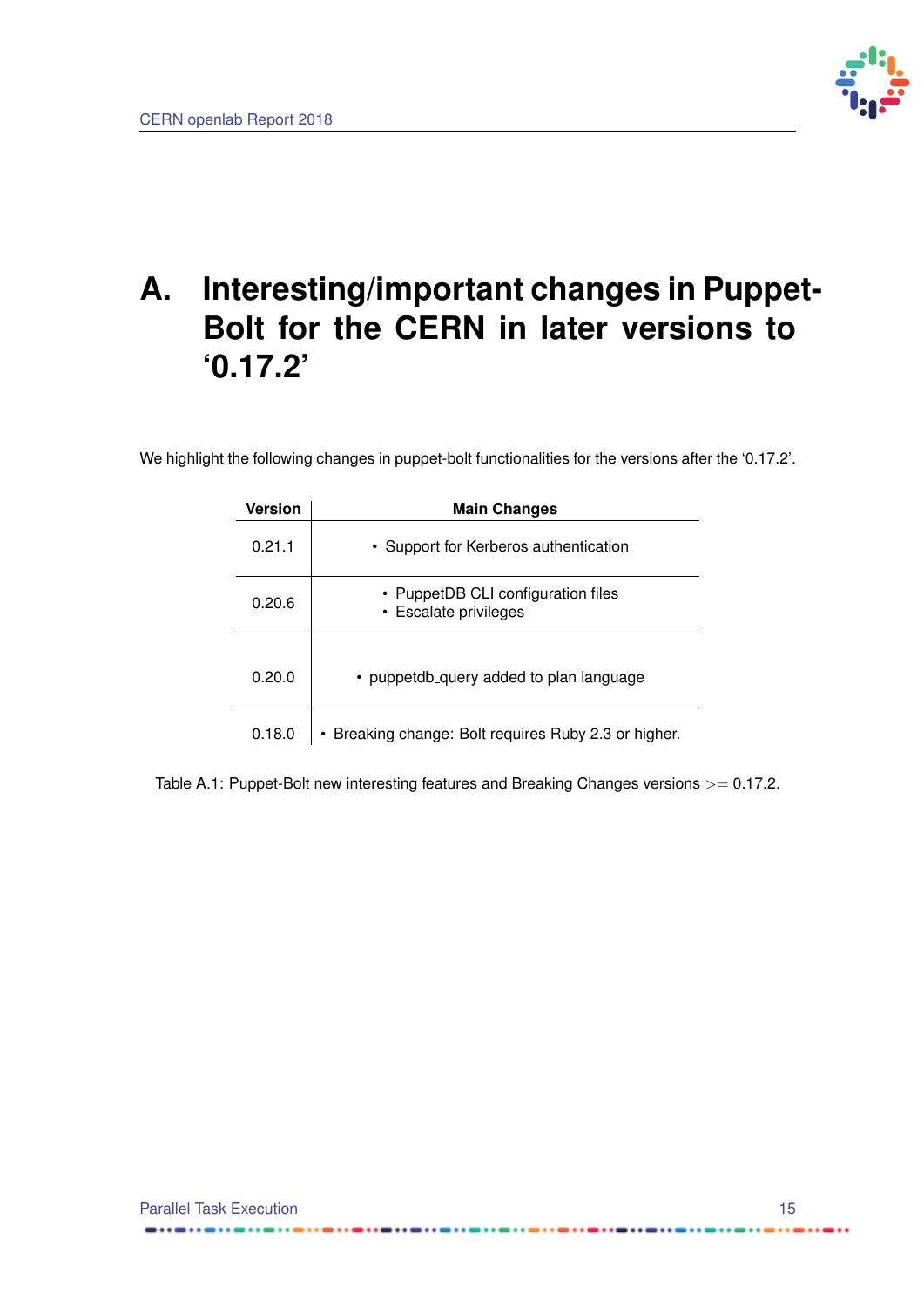# A. Interesting/important changes in Puppet-Bolt for the CERN in later versions to '0.17.2'

We highlight the following changes in puppet-bolt functionalities for the versions after the '0.17.2'.

| Version | Main Changes |
|---|---|
| 0.21.1 | • Support for Kerberos authentication |
| 0.20.6 | • PuppetDB CLI configuration files<br>• Escalate privileges |
| 0.20.0 | • puppetdb_query added to plan language |
| 0.18.0 | • Breaking change: Bolt requires Ruby 2.3 or higher. |

Table A.1: Puppet-Bolt new interesting features and Breaking Changes versions $>=$ 0.17.2.